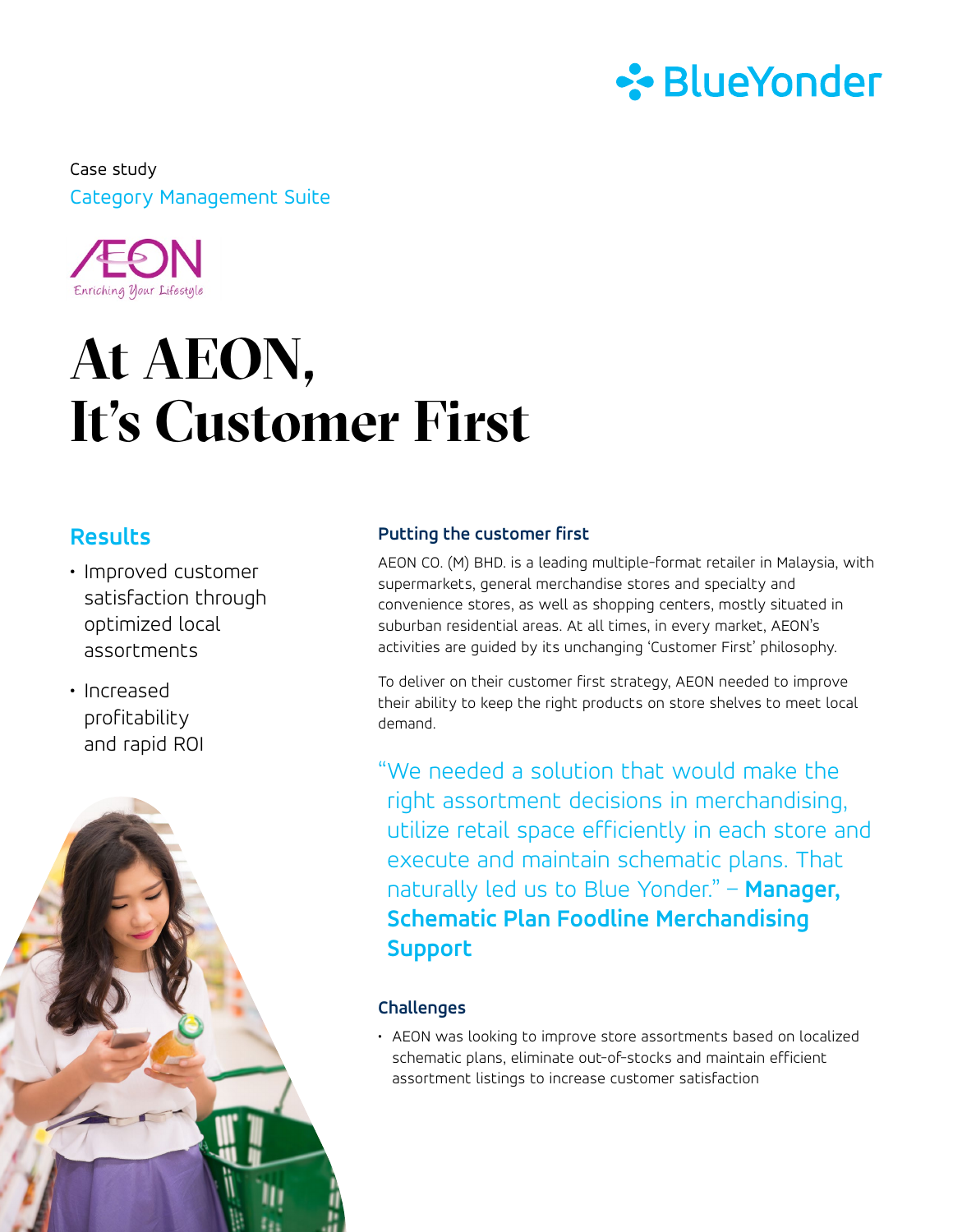Case study

Category Management Suite

# At AEON, It's Customer First

## Results

- Improved customer satisfaction through optimized local assortments
- Increased profitability and rapid ROI

### Putting the customer first

AEON CO. (M) BHD. is a leading multiple-format retailer in Malaysia, with supermarkets, general merchandise stores and specialty and convenience stores, as well as shopping centers, mostly situated in suburban residential areas. At all times, in every market, AEON's activities are guided by its unchanging 'Customer First' philosophy.

To deliver on their customer first strategy, AEON needed to improve their ability to keep the right products on store shelves to meet local demand.

"We needed a solution that would make the right assortment decisions in merchandising, utilize retail space efficiently in each store and execute and maintain schematic plans. That naturally led us to Blue Yonder." – **Manager, Schematic Plan Foodline Merchandising Support**

### Challenges

- AEON was looking to improve store assortments based on localized schematic plans, eliminate out-of-stocks and maintain efficient assortment listings to increase customer satisfaction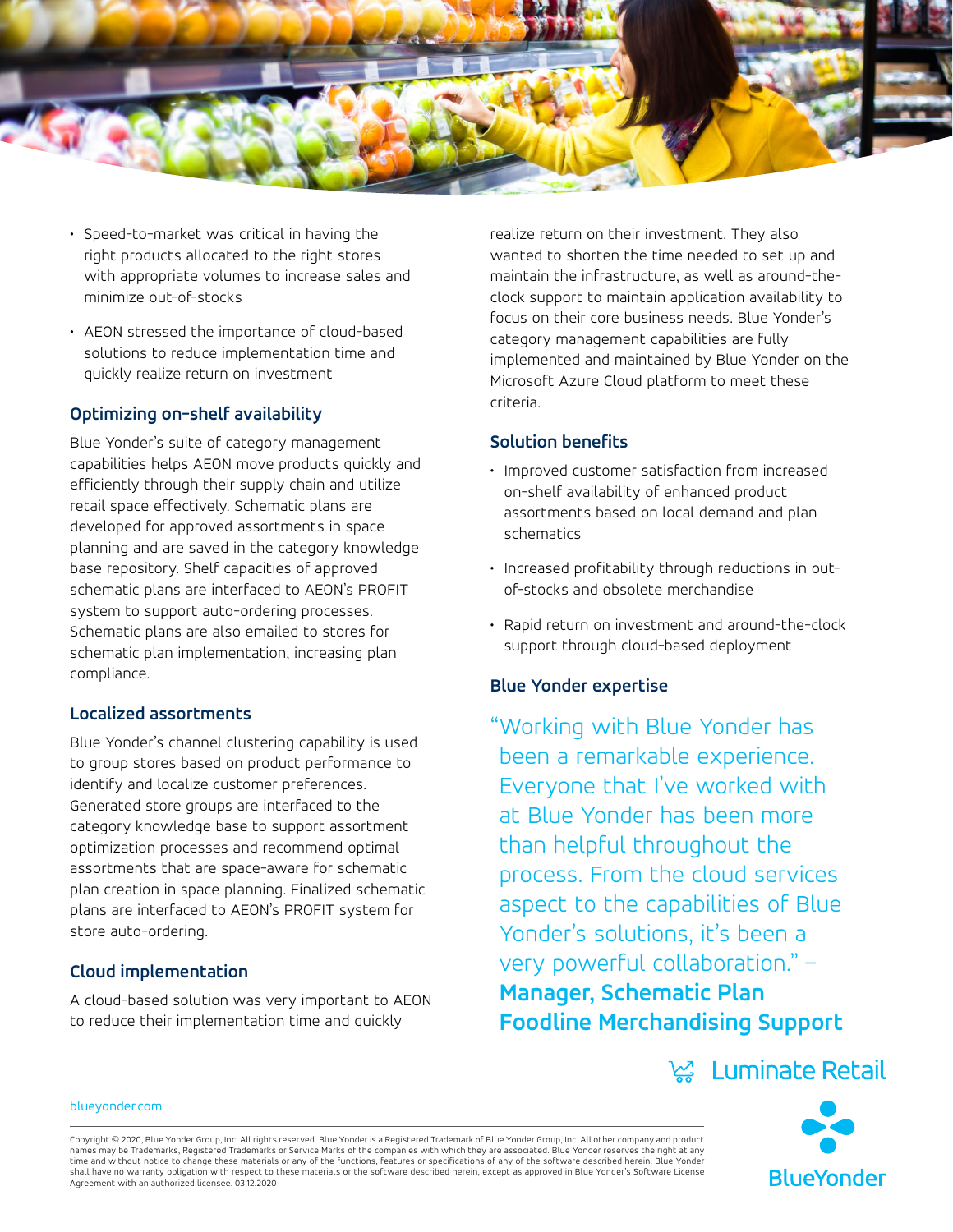- Speed-to-market was critical in having the right products allocated to the right stores with appropriate volumes to increase sales and minimize out-of-stocks
- AEON stressed the importance of cloud-based solutions to reduce implementation time and quickly realize return on investment

### Optimizing on-shelf availability

Blue Yonder's suite of category management capabilities helps AEON move products quickly and efficiently through their supply chain and utilize retail space effectively. Schematic plans are developed for approved assortments in space planning and are saved in the category knowledge base repository. Shelf capacities of approved schematic plans are interfaced to AEON's PROFIT system to support auto-ordering processes. Schematic plans are also emailed to stores for schematic plan implementation, increasing plan compliance.

### Localized assortments

Blue Yonder's channel clustering capability is used to group stores based on product performance to identify and localize customer preferences. Generated store groups are interfaced to the category knowledge base to support assortment optimization processes and recommend optimal assortments that are space-aware for schematic plan creation in space planning. Finalized schematic plans are interfaced to AEON's PROFIT system for store auto-ordering.

### Cloud implementation

A cloud-based solution was very important to AEON to reduce their implementation time and quickly realize return on their investment. They also wanted to shorten the time needed to set up and maintain the infrastructure, as well as around-the-clock support to maintain application availability to focus on their core business needs. Blue Yonder's category management capabilities are fully implemented and maintained by Blue Yonder on the Microsoft Azure Cloud platform to meet these criteria.

### Solution benefits

- Improved customer satisfaction from increased on-shelf availability of enhanced product assortments based on local demand and plan schematics
- Increased profitability through reductions in out-of-stocks and obsolete merchandise
- Rapid return on investment and around-the-clock support through cloud-based deployment

### Blue Yonder expertise

"Working with Blue Yonder has been a remarkable experience. Everyone that I've worked with at Blue Yonder has been more than helpful throughout the process. From the cloud services aspect to the capabilities of Blue Yonder's solutions, it's been a very powerful collaboration." – **Manager, Schematic Plan Foodline Merchandising Support**

Luminate Retail

blueyonder.com

Copyright © 2020, Blue Yonder Group, Inc. All rights reserved. Blue Yonder is a Registered Trademark of Blue Yonder Group, Inc. All other company and product names may be Trademarks, Registered Trademarks or Service Marks of the companies with which they are associated. Blue Yonder reserves the right at any time and without notice to change these materials or any of the functions, features or specifications of any of the software described herein. Blue Yonder shall have no warranty obligation with respect to these materials or the software described herein, except as approved in Blue Yonder's Software License Agreement with an authorized licensee. 03.12.2020

BlueYonder